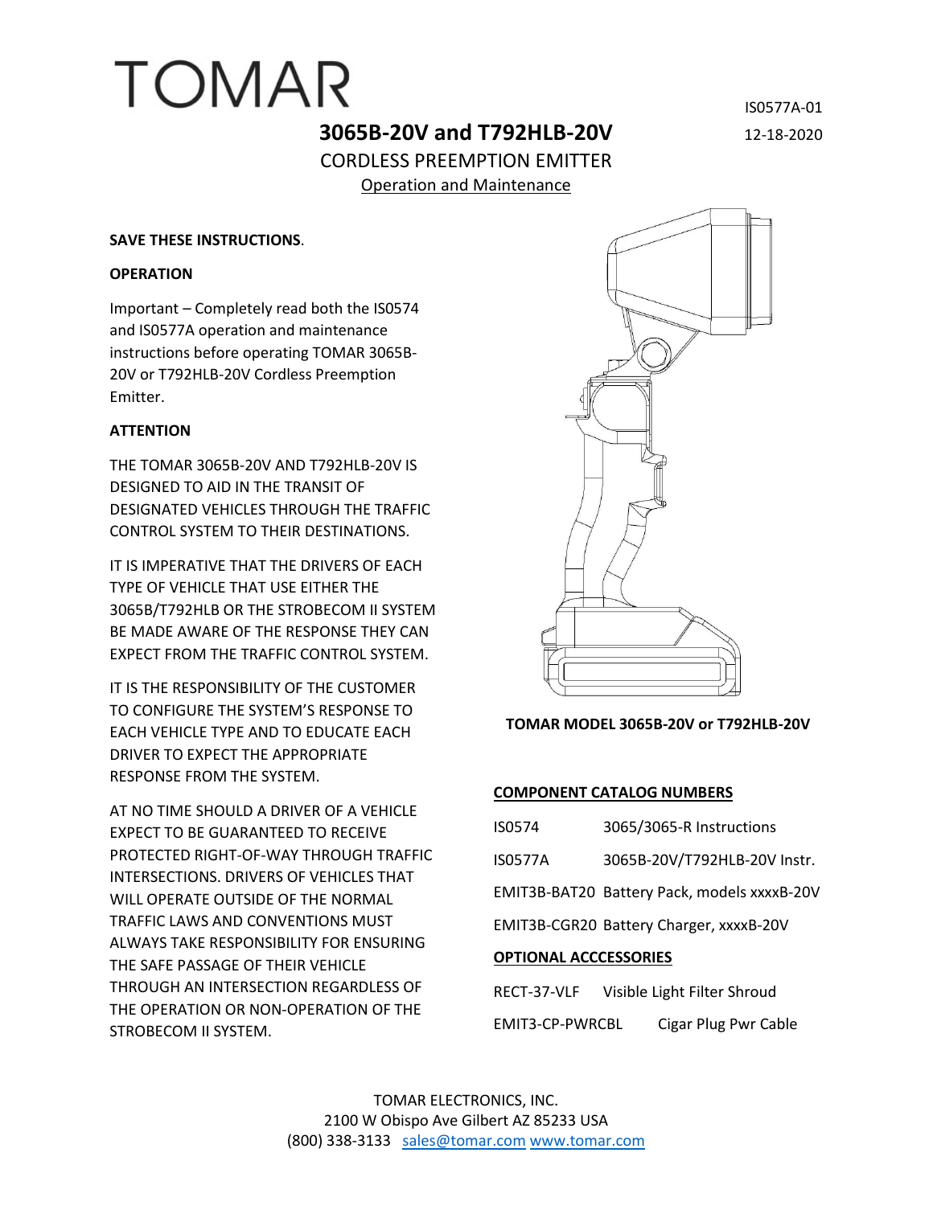# TOMAR

IS0577A-01

12-18-2020

## 3065B-20V and T792HLB-20V

CORDLESS PREEMPTION EMITTER

Operation and Maintenance

**SAVE THESE INSTRUCTIONS**.

**OPERATION**

Important – Completely read both the IS0574 and IS0577A operation and maintenance instructions before operating TOMAR 3065B-20V or T792HLB-20V Cordless Preemption Emitter.

**ATTENTION**

THE TOMAR 3065B-20V AND T792HLB-20V IS DESIGNED TO AID IN THE TRANSIT OF DESIGNATED VEHICLES THROUGH THE TRAFFIC CONTROL SYSTEM TO THEIR DESTINATIONS.

IT IS IMPERATIVE THAT THE DRIVERS OF EACH TYPE OF VEHICLE THAT USE EITHER THE 3065B/T792HLB OR THE STROBECOM II SYSTEM BE MADE AWARE OF THE RESPONSE THEY CAN EXPECT FROM THE TRAFFIC CONTROL SYSTEM.

IT IS THE RESPONSIBILITY OF THE CUSTOMER TO CONFIGURE THE SYSTEM'S RESPONSE TO EACH VEHICLE TYPE AND TO EDUCATE EACH DRIVER TO EXPECT THE APPROPRIATE RESPONSE FROM THE SYSTEM.

AT NO TIME SHOULD A DRIVER OF A VEHICLE EXPECT TO BE GUARANTEED TO RECEIVE PROTECTED RIGHT-OF-WAY THROUGH TRAFFIC INTERSECTIONS. DRIVERS OF VEHICLES THAT WILL OPERATE OUTSIDE OF THE NORMAL TRAFFIC LAWS AND CONVENTIONS MUST ALWAYS TAKE RESPONSIBILITY FOR ENSURING THE SAFE PASSAGE OF THEIR VEHICLE THROUGH AN INTERSECTION REGARDLESS OF THE OPERATION OR NON-OPERATION OF THE STROBECOM II SYSTEM.

**TOMAR MODEL 3065B-20V or T792HLB-20V**

**COMPONENT CATALOG NUMBERS**

| | |
|---|---|
| IS0574 | 3065/3065-R Instructions |
| IS0577A | 3065B-20V/T792HLB-20V Instr. |
| EMIT3B-BAT20 | Battery Pack, models xxxxB-20V |
| EMIT3B-CGR20 | Battery Charger, xxxxB-20V |

**OPTIONAL ACCCESSORIES**

| | |
|---|---|
| RECT-37-VLF | Visible Light Filter Shroud |
| EMIT3-CP-PWRCBL | Cigar Plug Pwr Cable |

TOMAR ELECTRONICS, INC.
2100 W Obispo Ave Gilbert AZ 85233 USA
(800) 338-3133 sales@tomar.com www.tomar.com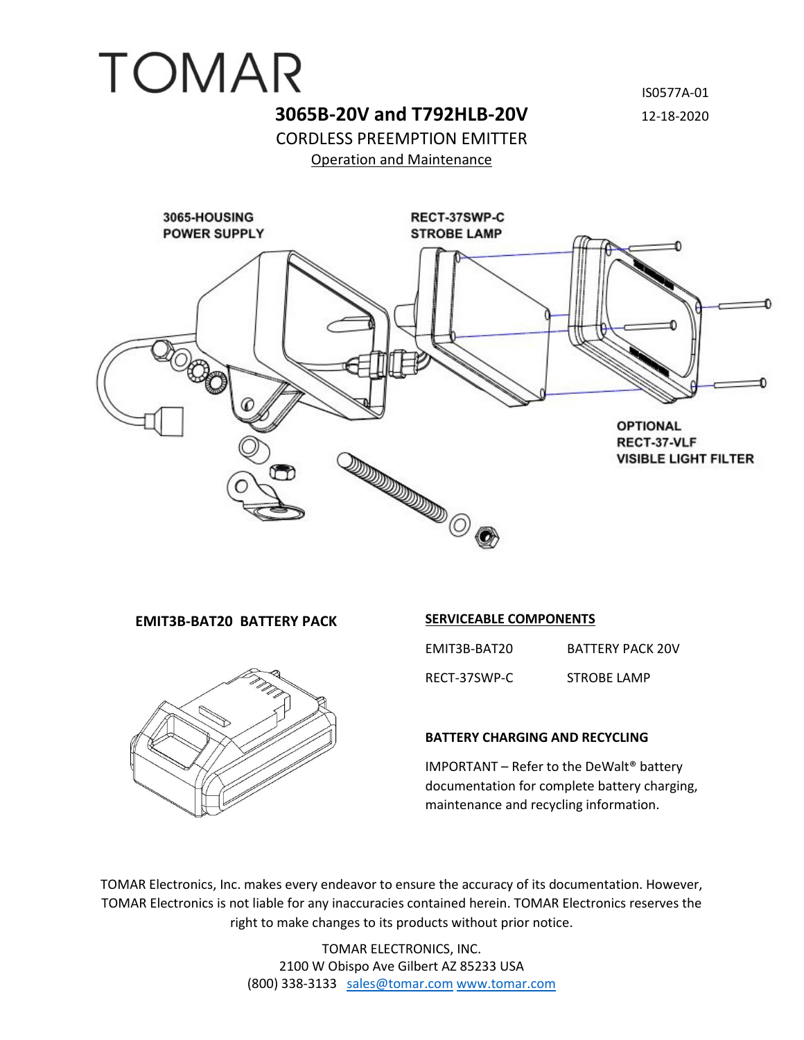# TOMAR

IS0577A-01

12-18-2020

## 3065B-20V and T792HLB-20V

CORDLESS PREEMPTION EMITTER

Operation and Maintenance

3065-HOUSING
POWER SUPPLY

RECT-37SWP-C
STROBE LAMP

OPTIONAL
RECT-37-VLF
VISIBLE LIGHT FILTER

**EMIT3B-BAT20 BATTERY PACK**

**SERVICEABLE COMPONENTS**

| | |
|---|---|
| EMIT3B-BAT20 | BATTERY PACK 20V |
| RECT-37SWP-C | STROBE LAMP |

**BATTERY CHARGING AND RECYCLING**

IMPORTANT – Refer to the DeWalt® battery documentation for complete battery charging, maintenance and recycling information.

TOMAR Electronics, Inc. makes every endeavor to ensure the accuracy of its documentation. However, TOMAR Electronics is not liable for any inaccuracies contained herein. TOMAR Electronics reserves the right to make changes to its products without prior notice.

TOMAR ELECTRONICS, INC.
2100 W Obispo Ave Gilbert AZ 85233 USA
(800) 338-3133 sales@tomar.com www.tomar.com